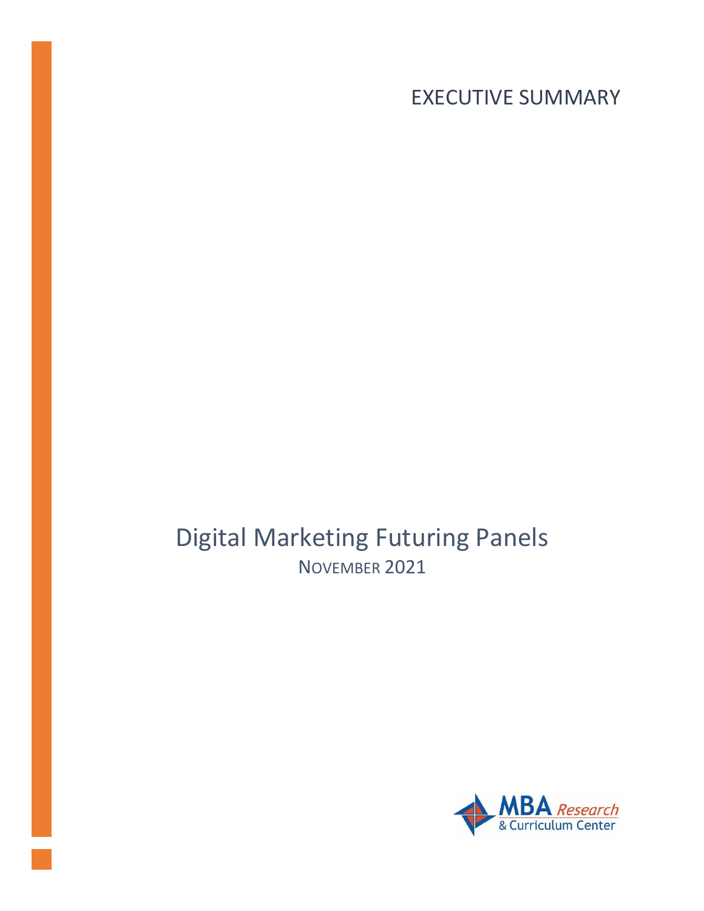EXECUTIVE SUMMARY

# Digital Marketing Futuring Panels

NOVEMBER 2021

MBA Research & Curriculum Center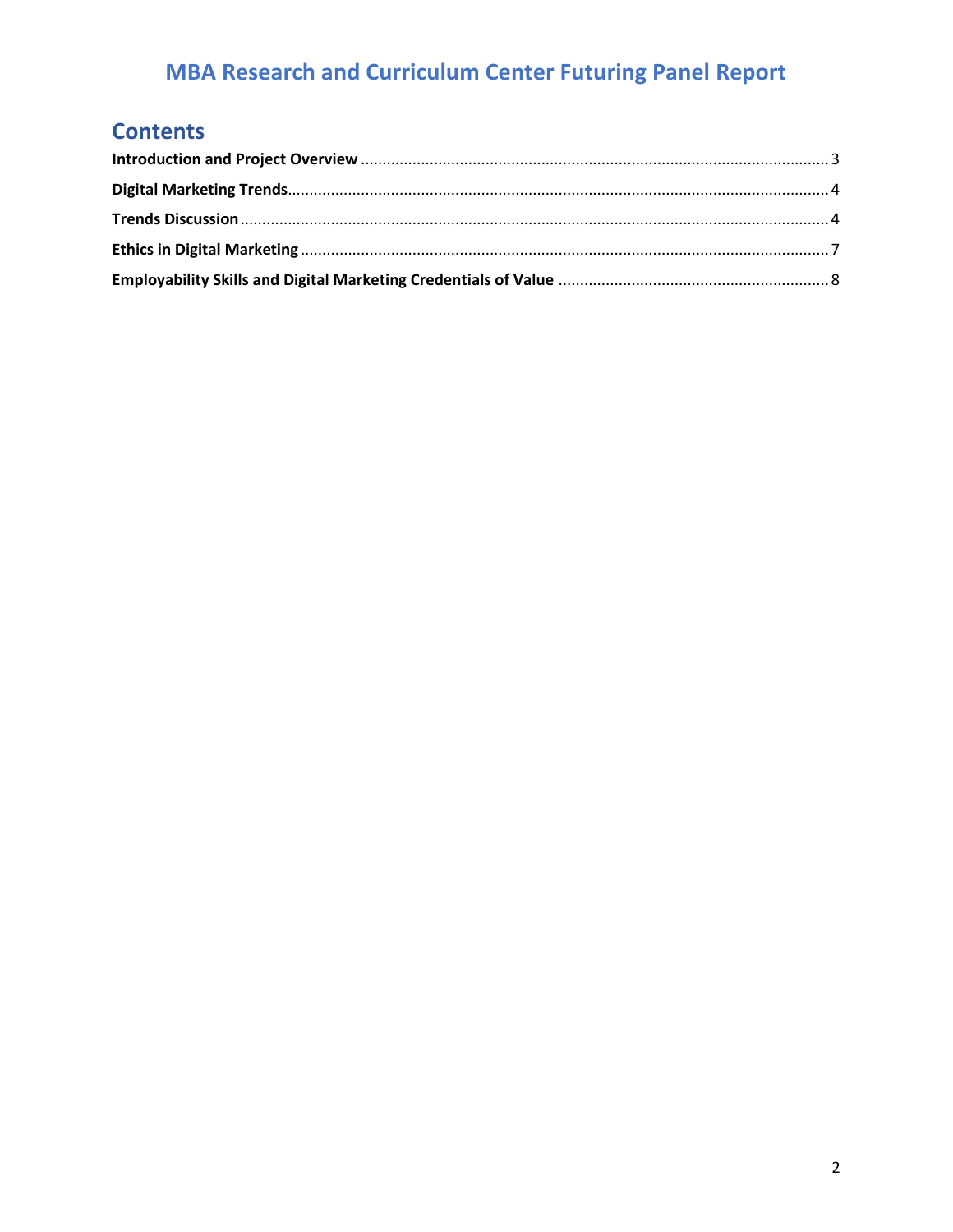## Contents

**Introduction and Project Overview** ............................................................ 3

**Digital Marketing Trends** ............................................................ 4

**Trends Discussion** ............................................................ 4

**Ethics in Digital Marketing** ............................................................ 7

**Employability Skills and Digital Marketing Credentials of Value** ............................................................ 8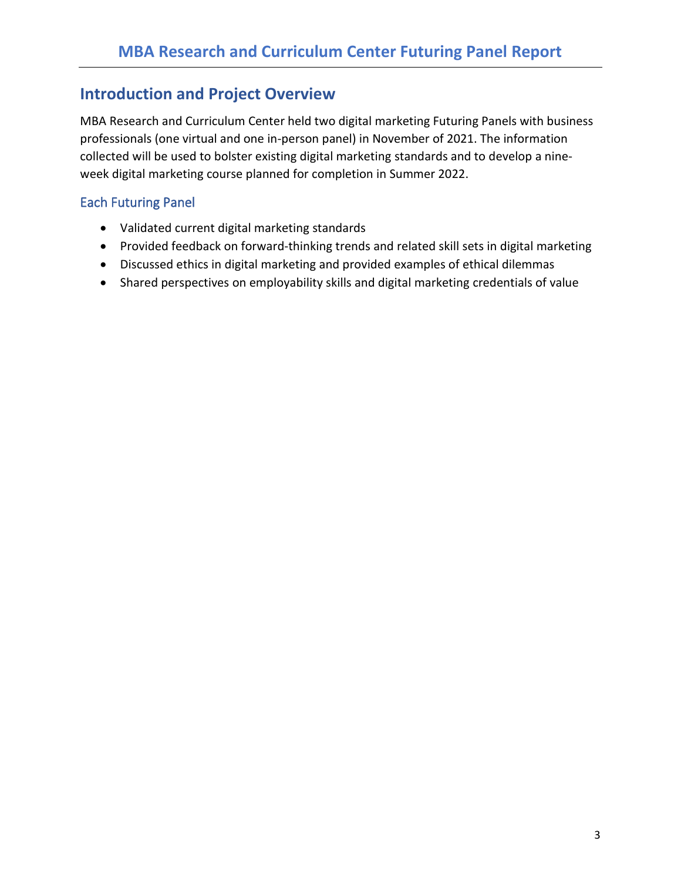## Introduction and Project Overview

MBA Research and Curriculum Center held two digital marketing Futuring Panels with business professionals (one virtual and one in-person panel) in November of 2021. The information collected will be used to bolster existing digital marketing standards and to develop a nine-week digital marketing course planned for completion in Summer 2022.

### Each Futuring Panel

- Validated current digital marketing standards
- Provided feedback on forward-thinking trends and related skill sets in digital marketing
- Discussed ethics in digital marketing and provided examples of ethical dilemmas
- Shared perspectives on employability skills and digital marketing credentials of value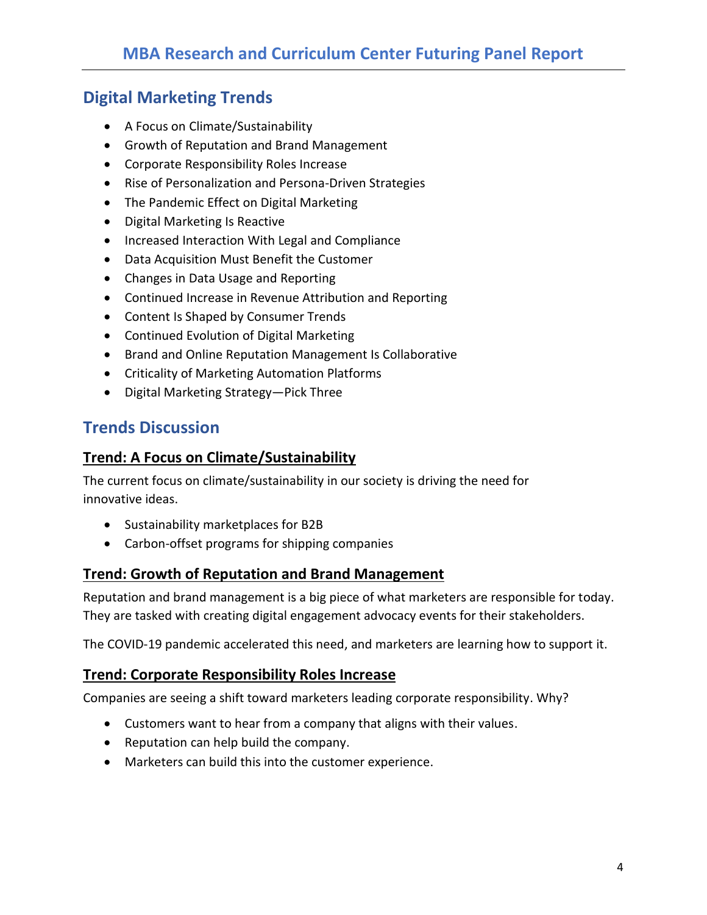## Digital Marketing Trends

- A Focus on Climate/Sustainability
- Growth of Reputation and Brand Management
- Corporate Responsibility Roles Increase
- Rise of Personalization and Persona-Driven Strategies
- The Pandemic Effect on Digital Marketing
- Digital Marketing Is Reactive
- Increased Interaction With Legal and Compliance
- Data Acquisition Must Benefit the Customer
- Changes in Data Usage and Reporting
- Continued Increase in Revenue Attribution and Reporting
- Content Is Shaped by Consumer Trends
- Continued Evolution of Digital Marketing
- Brand and Online Reputation Management Is Collaborative
- Criticality of Marketing Automation Platforms
- Digital Marketing Strategy—Pick Three

## Trends Discussion

### Trend: A Focus on Climate/Sustainability

The current focus on climate/sustainability in our society is driving the need for innovative ideas.

- Sustainability marketplaces for B2B
- Carbon-offset programs for shipping companies

### Trend: Growth of Reputation and Brand Management

Reputation and brand management is a big piece of what marketers are responsible for today. They are tasked with creating digital engagement advocacy events for their stakeholders.

The COVID-19 pandemic accelerated this need, and marketers are learning how to support it.

### Trend: Corporate Responsibility Roles Increase

Companies are seeing a shift toward marketers leading corporate responsibility. Why?

- Customers want to hear from a company that aligns with their values.
- Reputation can help build the company.
- Marketers can build this into the customer experience.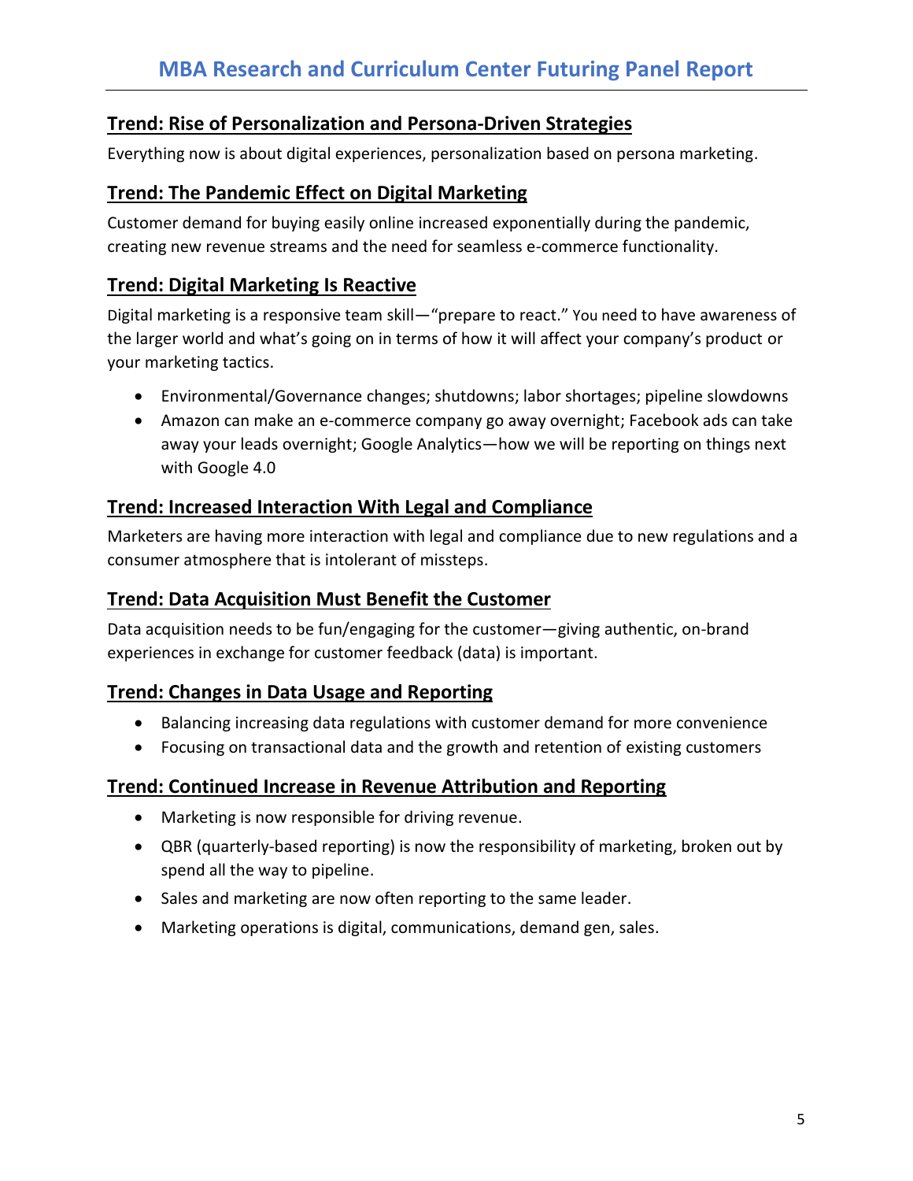## Trend: Rise of Personalization and Persona-Driven Strategies

Everything now is about digital experiences, personalization based on persona marketing.

## Trend: The Pandemic Effect on Digital Marketing

Customer demand for buying easily online increased exponentially during the pandemic, creating new revenue streams and the need for seamless e-commerce functionality.

## Trend: Digital Marketing Is Reactive

Digital marketing is a responsive team skill—"prepare to react." You need to have awareness of the larger world and what's going on in terms of how it will affect your company's product or your marketing tactics.

- Environmental/Governance changes; shutdowns; labor shortages; pipeline slowdowns
- Amazon can make an e-commerce company go away overnight; Facebook ads can take away your leads overnight; Google Analytics—how we will be reporting on things next with Google 4.0

## Trend: Increased Interaction With Legal and Compliance

Marketers are having more interaction with legal and compliance due to new regulations and a consumer atmosphere that is intolerant of missteps.

## Trend: Data Acquisition Must Benefit the Customer

Data acquisition needs to be fun/engaging for the customer—giving authentic, on-brand experiences in exchange for customer feedback (data) is important.

## Trend: Changes in Data Usage and Reporting

- Balancing increasing data regulations with customer demand for more convenience
- Focusing on transactional data and the growth and retention of existing customers

## Trend: Continued Increase in Revenue Attribution and Reporting

- Marketing is now responsible for driving revenue.
- QBR (quarterly-based reporting) is now the responsibility of marketing, broken out by spend all the way to pipeline.
- Sales and marketing are now often reporting to the same leader.
- Marketing operations is digital, communications, demand gen, sales.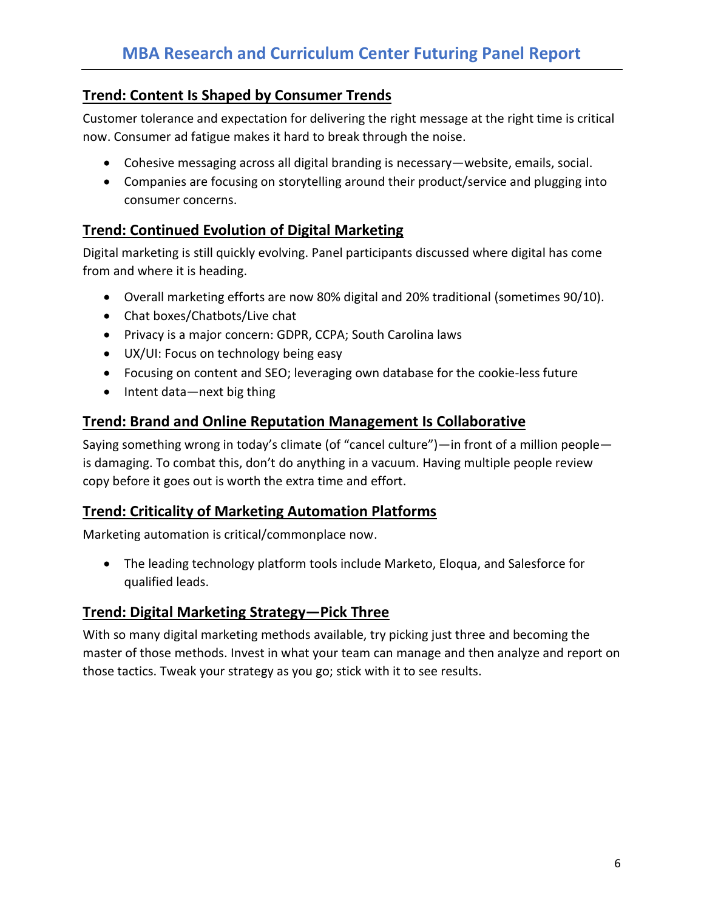## Trend: Content Is Shaped by Consumer Trends

Customer tolerance and expectation for delivering the right message at the right time is critical now. Consumer ad fatigue makes it hard to break through the noise.

- Cohesive messaging across all digital branding is necessary—website, emails, social.
- Companies are focusing on storytelling around their product/service and plugging into consumer concerns.

## Trend: Continued Evolution of Digital Marketing

Digital marketing is still quickly evolving. Panel participants discussed where digital has come from and where it is heading.

- Overall marketing efforts are now 80% digital and 20% traditional (sometimes 90/10).
- Chat boxes/Chatbots/Live chat
- Privacy is a major concern: GDPR, CCPA; South Carolina laws
- UX/UI: Focus on technology being easy
- Focusing on content and SEO; leveraging own database for the cookie-less future
- Intent data—next big thing

## Trend: Brand and Online Reputation Management Is Collaborative

Saying something wrong in today's climate (of "cancel culture")—in front of a million people—is damaging. To combat this, don't do anything in a vacuum. Having multiple people review copy before it goes out is worth the extra time and effort.

## Trend: Criticality of Marketing Automation Platforms

Marketing automation is critical/commonplace now.

- The leading technology platform tools include Marketo, Eloqua, and Salesforce for qualified leads.

## Trend: Digital Marketing Strategy—Pick Three

With so many digital marketing methods available, try picking just three and becoming the master of those methods. Invest in what your team can manage and then analyze and report on those tactics. Tweak your strategy as you go; stick with it to see results.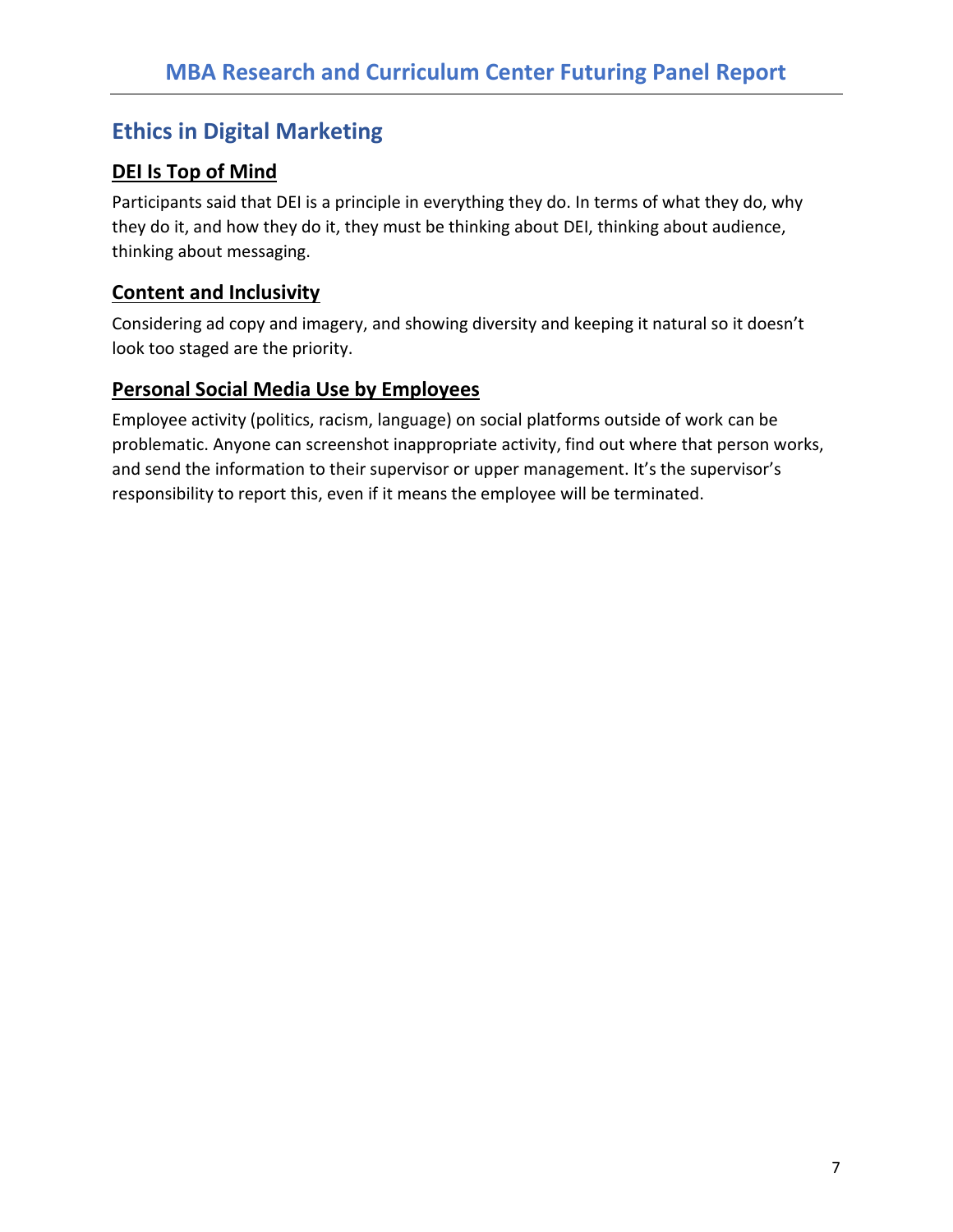## Ethics in Digital Marketing

### DEI Is Top of Mind

Participants said that DEI is a principle in everything they do. In terms of what they do, why they do it, and how they do it, they must be thinking about DEI, thinking about audience, thinking about messaging.

### Content and Inclusivity

Considering ad copy and imagery, and showing diversity and keeping it natural so it doesn't look too staged are the priority.

### Personal Social Media Use by Employees

Employee activity (politics, racism, language) on social platforms outside of work can be problematic. Anyone can screenshot inappropriate activity, find out where that person works, and send the information to their supervisor or upper management. It's the supervisor's responsibility to report this, even if it means the employee will be terminated.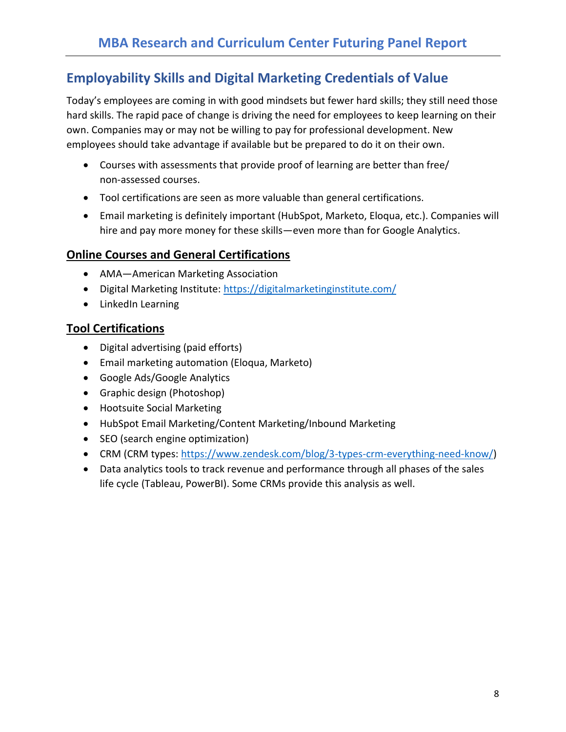## Employability Skills and Digital Marketing Credentials of Value

Today's employees are coming in with good mindsets but fewer hard skills; they still need those hard skills. The rapid pace of change is driving the need for employees to keep learning on their own. Companies may or may not be willing to pay for professional development. New employees should take advantage if available but be prepared to do it on their own.

- Courses with assessments that provide proof of learning are better than free/ non-assessed courses.
- Tool certifications are seen as more valuable than general certifications.
- Email marketing is definitely important (HubSpot, Marketo, Eloqua, etc.). Companies will hire and pay more money for these skills—even more than for Google Analytics.

### Online Courses and General Certifications

- AMA—American Marketing Association
- Digital Marketing Institute: https://digitalmarketinginstitute.com/
- LinkedIn Learning

### Tool Certifications

- Digital advertising (paid efforts)
- Email marketing automation (Eloqua, Marketo)
- Google Ads/Google Analytics
- Graphic design (Photoshop)
- Hootsuite Social Marketing
- HubSpot Email Marketing/Content Marketing/Inbound Marketing
- SEO (search engine optimization)
- CRM (CRM types: https://www.zendesk.com/blog/3-types-crm-everything-need-know/)
- Data analytics tools to track revenue and performance through all phases of the sales life cycle (Tableau, PowerBI). Some CRMs provide this analysis as well.